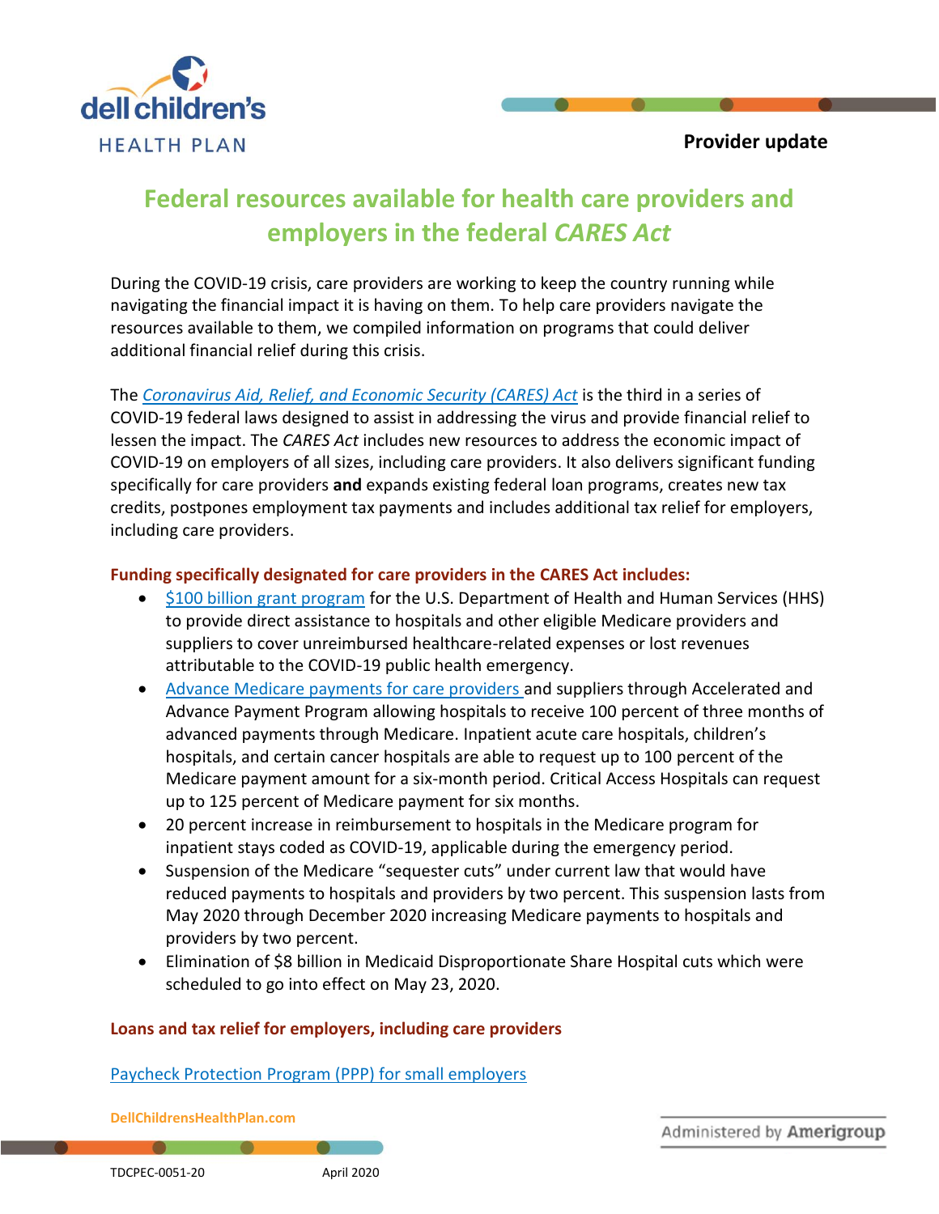dell children's HEALTH PLAN

**Provider update**

# Federal resources available for health care providers and employers in the federal *CARES Act*

During the COVID-19 crisis, care providers are working to keep the country running while navigating the financial impact it is having on them. To help care providers navigate the resources available to them, we compiled information on programs that could deliver additional financial relief during this crisis.

The *Coronavirus Aid, Relief, and Economic Security (CARES) Act* is the third in a series of COVID-19 federal laws designed to assist in addressing the virus and provide financial relief to lessen the impact. The *CARES Act* includes new resources to address the economic impact of COVID-19 on employers of all sizes, including care providers. It also delivers significant funding specifically for care providers **and** expands existing federal loan programs, creates new tax credits, postpones employment tax payments and includes additional tax relief for employers, including care providers.

## Funding specifically designated for care providers in the CARES Act includes:

- $100 billion grant program for the U.S. Department of Health and Human Services (HHS) to provide direct assistance to hospitals and other eligible Medicare providers and suppliers to cover unreimbursed healthcare-related expenses or lost revenues attributable to the COVID-19 public health emergency.
- Advance Medicare payments for care providers and suppliers through Accelerated and Advance Payment Program allowing hospitals to receive 100 percent of three months of advanced payments through Medicare. Inpatient acute care hospitals, children's hospitals, and certain cancer hospitals are able to request up to 100 percent of the Medicare payment amount for a six-month period. Critical Access Hospitals can request up to 125 percent of Medicare payment for six months.
- 20 percent increase in reimbursement to hospitals in the Medicare program for inpatient stays coded as COVID-19, applicable during the emergency period.
- Suspension of the Medicare "sequester cuts" under current law that would have reduced payments to hospitals and providers by two percent. This suspension lasts from May 2020 through December 2020 increasing Medicare payments to hospitals and providers by two percent.
- Elimination of $8 billion in Medicaid Disproportionate Share Hospital cuts which were scheduled to go into effect on May 23, 2020.

## Loans and tax relief for employers, including care providers

Paycheck Protection Program (PPP) for small employers

DellChildrensHealthPlan.com

Administered by Amerigroup

TDCPEC-0051-20 April 2020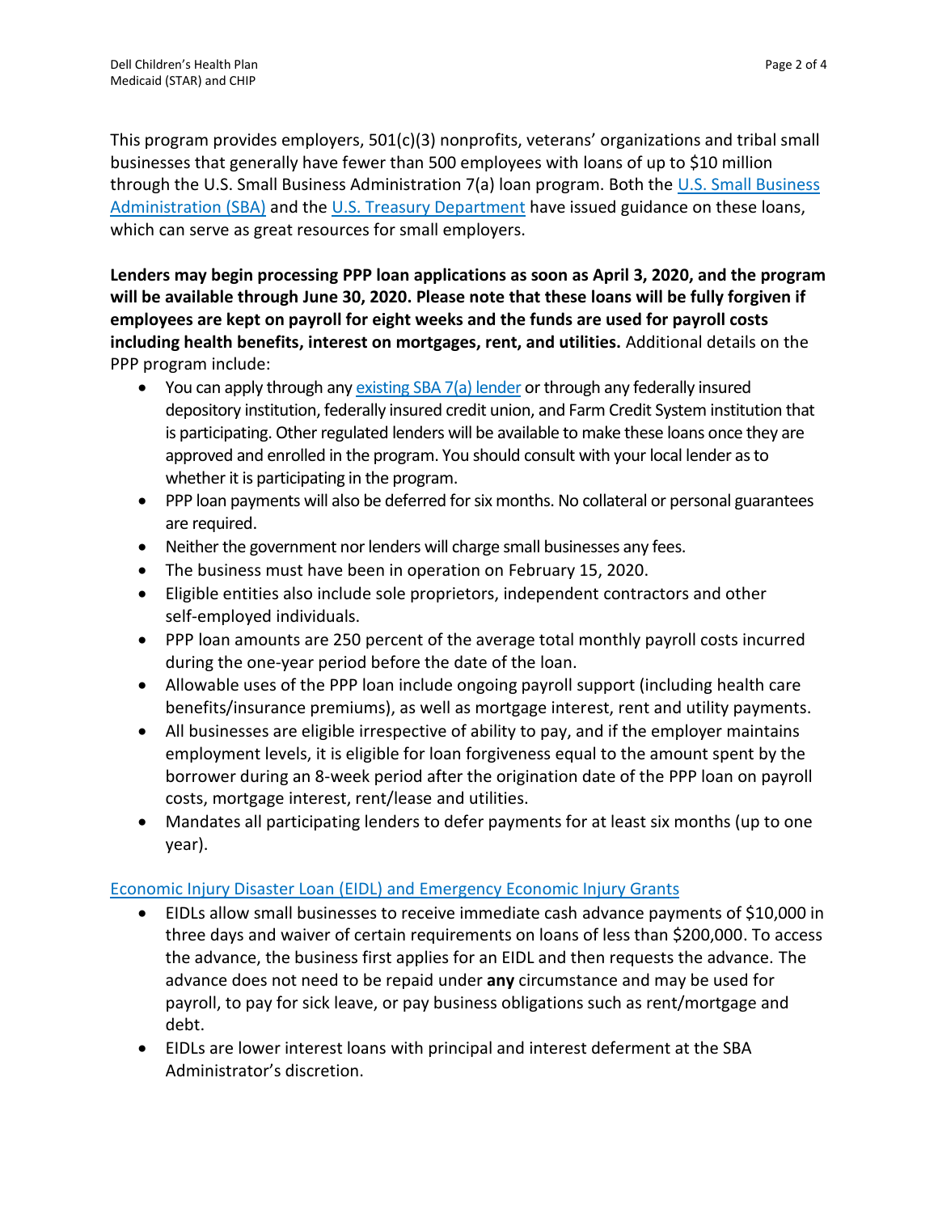This program provides employers, 501(c)(3) nonprofits, veterans' organizations and tribal small businesses that generally have fewer than 500 employees with loans of up to $10 million through the U.S. Small Business Administration 7(a) loan program. Both the U.S. Small Business Administration (SBA) and the U.S. Treasury Department have issued guidance on these loans, which can serve as great resources for small employers.

**Lenders may begin processing PPP loan applications as soon as April 3, 2020, and the program will be available through June 30, 2020. Please note that these loans will be fully forgiven if employees are kept on payroll for eight weeks and the funds are used for payroll costs including health benefits, interest on mortgages, rent, and utilities.** Additional details on the PPP program include:

- You can apply through any existing SBA 7(a) lender or through any federally insured depository institution, federally insured credit union, and Farm Credit System institution that is participating. Other regulated lenders will be available to make these loans once they are approved and enrolled in the program. You should consult with your local lender as to whether it is participating in the program.
- PPP loan payments will also be deferred for six months. No collateral or personal guarantees are required.
- Neither the government nor lenders will charge small businesses any fees.
- The business must have been in operation on February 15, 2020.
- Eligible entities also include sole proprietors, independent contractors and other self-employed individuals.
- PPP loan amounts are 250 percent of the average total monthly payroll costs incurred during the one-year period before the date of the loan.
- Allowable uses of the PPP loan include ongoing payroll support (including health care benefits/insurance premiums), as well as mortgage interest, rent and utility payments.
- All businesses are eligible irrespective of ability to pay, and if the employer maintains employment levels, it is eligible for loan forgiveness equal to the amount spent by the borrower during an 8-week period after the origination date of the PPP loan on payroll costs, mortgage interest, rent/lease and utilities.
- Mandates all participating lenders to defer payments for at least six months (up to one year).

Economic Injury Disaster Loan (EIDL) and Emergency Economic Injury Grants

- EIDLs allow small businesses to receive immediate cash advance payments of $10,000 in three days and waiver of certain requirements on loans of less than $200,000. To access the advance, the business first applies for an EIDL and then requests the advance. The advance does not need to be repaid under **any** circumstance and may be used for payroll, to pay for sick leave, or pay business obligations such as rent/mortgage and debt.
- EIDLs are lower interest loans with principal and interest deferment at the SBA Administrator's discretion.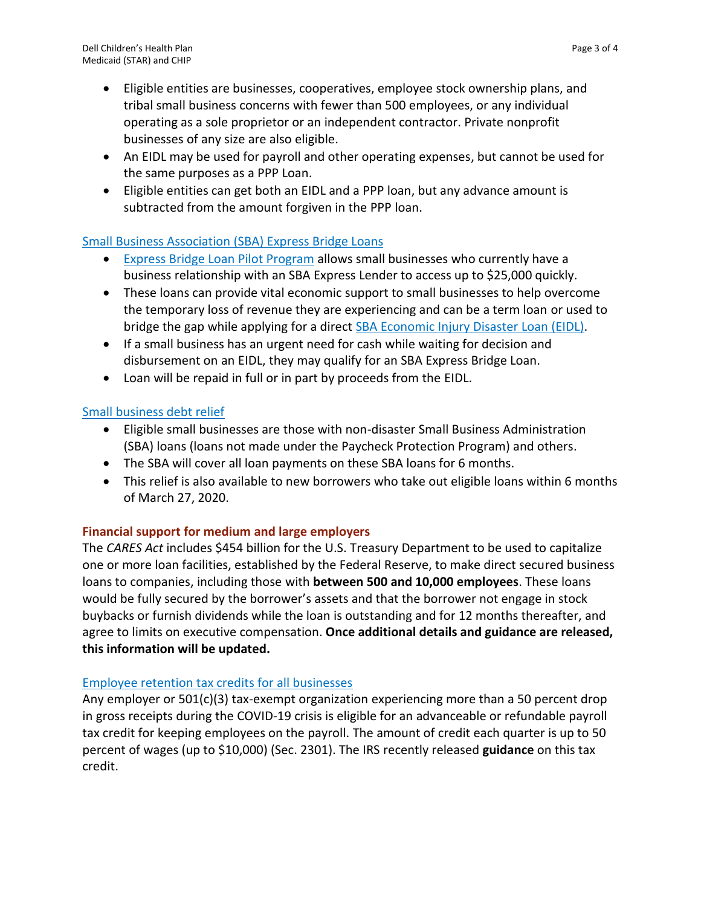- Eligible entities are businesses, cooperatives, employee stock ownership plans, and tribal small business concerns with fewer than 500 employees, or any individual operating as a sole proprietor or an independent contractor. Private nonprofit businesses of any size are also eligible.
- An EIDL may be used for payroll and other operating expenses, but cannot be used for the same purposes as a PPP Loan.
- Eligible entities can get both an EIDL and a PPP loan, but any advance amount is subtracted from the amount forgiven in the PPP loan.

### Small Business Association (SBA) Express Bridge Loans

- Express Bridge Loan Pilot Program allows small businesses who currently have a business relationship with an SBA Express Lender to access up to $25,000 quickly.
- These loans can provide vital economic support to small businesses to help overcome the temporary loss of revenue they are experiencing and can be a term loan or used to bridge the gap while applying for a direct SBA Economic Injury Disaster Loan (EIDL).
- If a small business has an urgent need for cash while waiting for decision and disbursement on an EIDL, they may qualify for an SBA Express Bridge Loan.
- Loan will be repaid in full or in part by proceeds from the EIDL.

### Small business debt relief

- Eligible small businesses are those with non-disaster Small Business Administration (SBA) loans (loans not made under the Paycheck Protection Program) and others.
- The SBA will cover all loan payments on these SBA loans for 6 months.
- This relief is also available to new borrowers who take out eligible loans within 6 months of March 27, 2020.

## Financial support for medium and large employers

The *CARES Act* includes $454 billion for the U.S. Treasury Department to be used to capitalize one or more loan facilities, established by the Federal Reserve, to make direct secured business loans to companies, including those with **between 500 and 10,000 employees**. These loans would be fully secured by the borrower's assets and that the borrower not engage in stock buybacks or furnish dividends while the loan is outstanding and for 12 months thereafter, and agree to limits on executive compensation. **Once additional details and guidance are released, this information will be updated.**

### Employee retention tax credits for all businesses

Any employer or 501(c)(3) tax-exempt organization experiencing more than a 50 percent drop in gross receipts during the COVID-19 crisis is eligible for an advanceable or refundable payroll tax credit for keeping employees on the payroll. The amount of credit each quarter is up to 50 percent of wages (up to $10,000) (Sec. 2301). The IRS recently released **guidance** on this tax credit.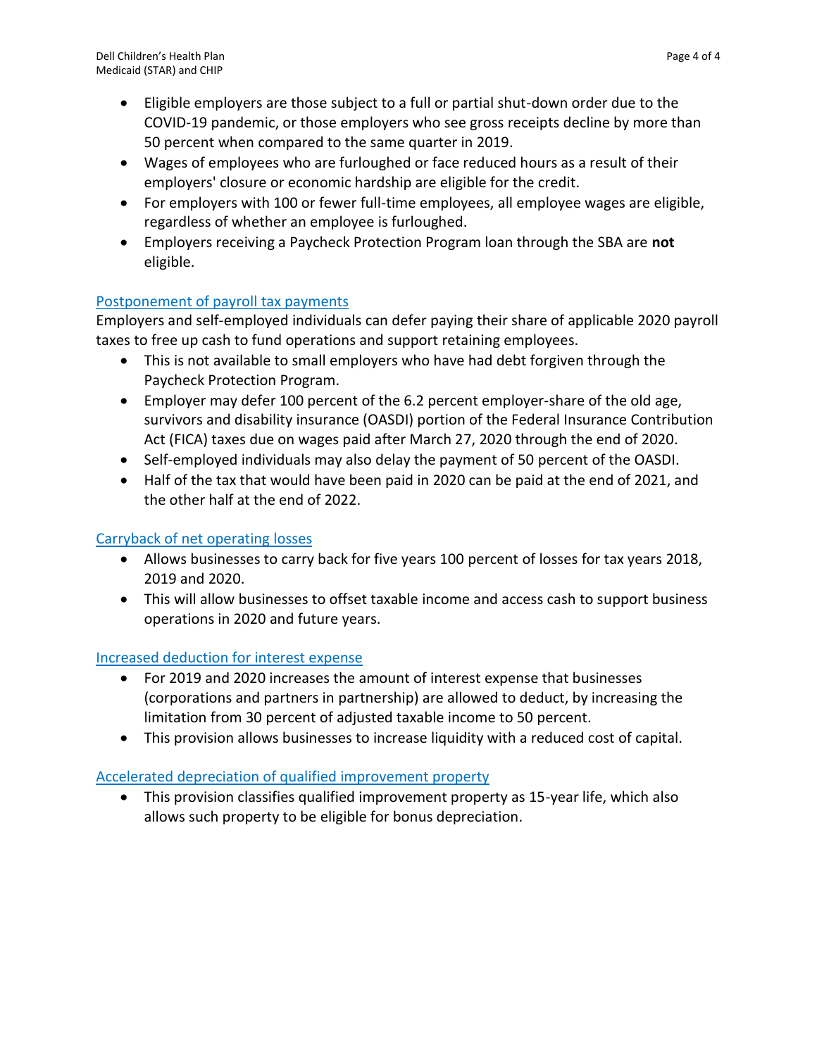- Eligible employers are those subject to a full or partial shut-down order due to the COVID-19 pandemic, or those employers who see gross receipts decline by more than 50 percent when compared to the same quarter in 2019.
- Wages of employees who are furloughed or face reduced hours as a result of their employers' closure or economic hardship are eligible for the credit.
- For employers with 100 or fewer full-time employees, all employee wages are eligible, regardless of whether an employee is furloughed.
- Employers receiving a Paycheck Protection Program loan through the SBA are **not** eligible.

## Postponement of payroll tax payments

Employers and self-employed individuals can defer paying their share of applicable 2020 payroll taxes to free up cash to fund operations and support retaining employees.

- This is not available to small employers who have had debt forgiven through the Paycheck Protection Program.
- Employer may defer 100 percent of the 6.2 percent employer-share of the old age, survivors and disability insurance (OASDI) portion of the Federal Insurance Contribution Act (FICA) taxes due on wages paid after March 27, 2020 through the end of 2020.
- Self-employed individuals may also delay the payment of 50 percent of the OASDI.
- Half of the tax that would have been paid in 2020 can be paid at the end of 2021, and the other half at the end of 2022.

## Carryback of net operating losses

- Allows businesses to carry back for five years 100 percent of losses for tax years 2018, 2019 and 2020.
- This will allow businesses to offset taxable income and access cash to support business operations in 2020 and future years.

## Increased deduction for interest expense

- For 2019 and 2020 increases the amount of interest expense that businesses (corporations and partners in partnership) are allowed to deduct, by increasing the limitation from 30 percent of adjusted taxable income to 50 percent.
- This provision allows businesses to increase liquidity with a reduced cost of capital.

## Accelerated depreciation of qualified improvement property

- This provision classifies qualified improvement property as 15-year life, which also allows such property to be eligible for bonus depreciation.